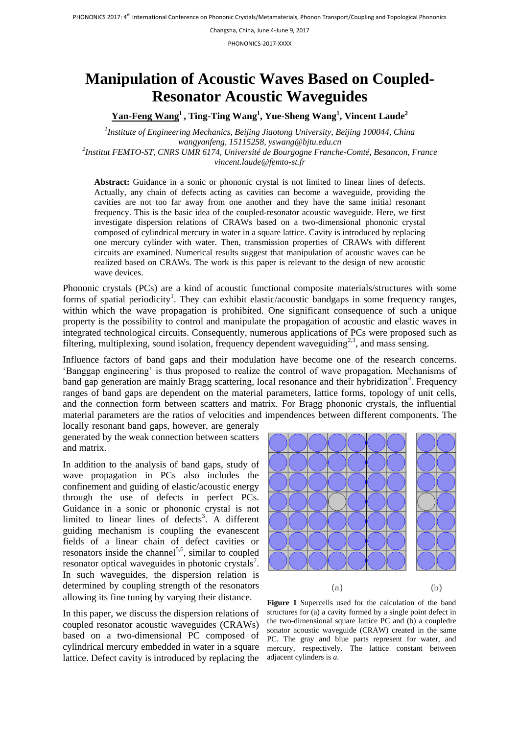# Manipulation of Acoustic Waves Based on Coupled-Resonator Acoustic Waveguides

**Yan-Feng Wang[1], Ting-Ting Wang[1], Yue-Sheng Wang[1], Vincent Laude[2]**

[1] *Institute of Engineering Mechanics, Beijing Jiaotong University, Beijing 100044, China*
*wangyanfeng, 15115258, yswang@bjtu.edu.cn*
[2] *Institut FEMTO-ST, CNRS UMR 6174, Université de Bourgogne Franche-Comté, Besancon, France*
*vincent.laude@femto-st.fr*

**Abstract:** Guidance in a sonic or phononic crystal is not limited to linear lines of defects. Actually, any chain of defects acting as cavities can become a waveguide, providing the cavities are not too far away from one another and they have the same initial resonant frequency. This is the basic idea of the coupled-resonator acoustic waveguide. Here, we first investigate dispersion relations of CRAWs based on a two-dimensional phononic crystal composed of cylindrical mercury in water in a square lattice. Cavity is introduced by replacing one mercury cylinder with water. Then, transmission properties of CRAWs with different circuits are examined. Numerical results suggest that manipulation of acoustic waves can be realized based on CRAWs. The work is this paper is relevant to the design of new acoustic wave devices.

Phononic crystals (PCs) are a kind of acoustic functional composite materials/structures with some forms of spatial periodicity[1]. They can exhibit elastic/acoustic bandgaps in some frequency ranges, within which the wave propagation is prohibited. One significant consequence of such a unique property is the possibility to control and manipulate the propagation of acoustic and elastic waves in integrated technological circuits. Consequently, numerous applications of PCs were proposed such as filtering, multiplexing, sound isolation, frequency dependent waveguiding[2,3], and mass sensing.

Influence factors of band gaps and their modulation have become one of the research concerns. 'Banggap engineering' is thus proposed to realize the control of wave propagation. Mechanisms of band gap generation are mainly Bragg scattering, local resonance and their hybridization[4]. Frequency ranges of band gaps are dependent on the material parameters, lattice forms, topology of unit cells, and the connection form between scatters and matrix. For Bragg phononic crystals, the influential material parameters are the ratios of velocities and impendences between different components. The locally resonant band gaps, however, are generaly generated by the weak connection between scatters and matrix.

In addition to the analysis of band gaps, study of wave propagation in PCs also includes the confinement and guiding of elastic/acoustic energy through the use of defects in perfect PCs. Guidance in a sonic or phononic crystal is not limited to linear lines of defects[3]. A different guiding mechanism is coupling the evanescent fields of a linear chain of defect cavities or resonators inside the channel[5,6], similar to coupled resonator optical waveguides in photonic crystals[7]. In such waveguides, the dispersion relation is determined by coupling strength of the resonators allowing its fine tuning by varying their distance.

In this paper, we discuss the dispersion relations of coupled resonator acoustic waveguides (CRAWs) based on a two-dimensional PC composed of cylindrical mercury embedded in water in a square lattice. Defect cavity is introduced by replacing the

(a) (b)

**Figure 1** Supercells used for the calculation of the band structures for (a) a cavity formed by a single point defect in the two-dimensional square lattice PC and (b) a coupledre sonator acoustic waveguide (CRAW) created in the same PC. The gray and blue parts represent for water, and mercury, respectively. The lattice constant between adjacent cylinders is *a*.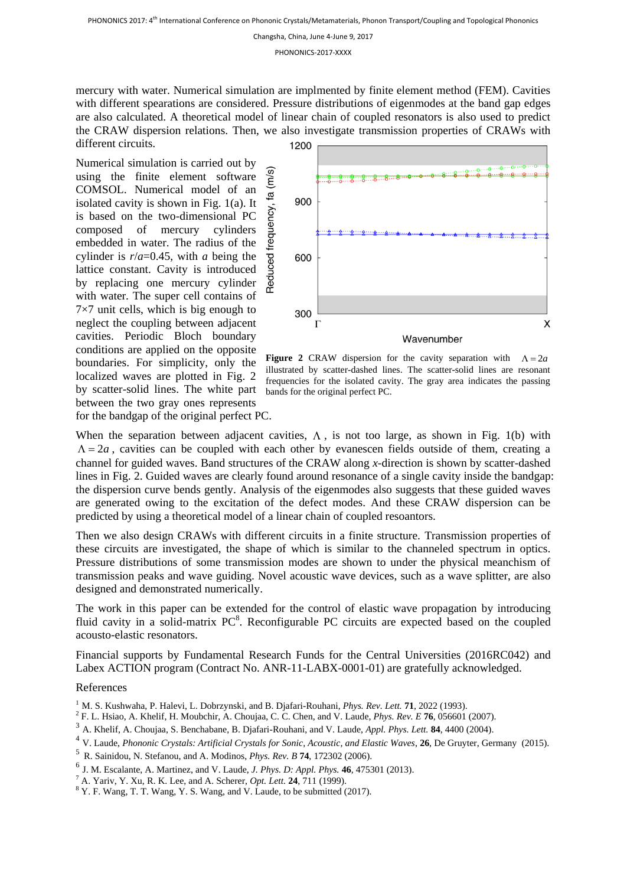mercury with water. Numerical simulation are implmented by finite element method (FEM). Cavities with different spearations are considered. Pressure distributions of eigenmodes at the band gap edges are also calculated. A theoretical model of linear chain of coupled resonators is also used to predict the CRAW dispersion relations. Then, we also investigate transmission properties of CRAWs with different circuits.

Numerical simulation is carried out by using the finite element software COMSOL. Numerical model of an isolated cavity is shown in Fig. 1(a). It is based on the two-dimensional PC composed of mercury cylinders embedded in water. The radius of the cylinder is $r/a$=0.45, with $a$ being the lattice constant. Cavity is introduced by replacing one mercury cylinder with water. The super cell contains of 7×7 unit cells, which is big enough to neglect the coupling between adjacent cavities. Periodic Bloch boundary conditions are applied on the opposite boundaries. For simplicity, only the localized waves are plotted in Fig. 2 by scatter-solid lines. The white part between the two gray ones represents for the bandgap of the original perfect PC.

1200
900
600
300
Reduced frequency, fa (m/s)
Γ
X
Wavenumber

**Figure 2** CRAW dispersion for the cavity separation with $\Lambda = 2a$ illustrated by scatter-dashed lines. The scatter-solid lines are resonant frequencies for the isolated cavity. The gray area indicates the passing bands for the original perfect PC.

When the separation between adjacent cavities, $\Lambda$, is not too large, as shown in Fig. 1(b) with $\Lambda = 2a$, cavities can be coupled with each other by evanescen fields outside of them, creating a channel for guided waves. Band structures of the CRAW along $x$-direction is shown by scatter-dashed lines in Fig. 2. Guided waves are clearly found around resonance of a single cavity inside the bandgap: the dispersion curve bends gently. Analysis of the eigenmodes also suggests that these guided waves are generated owing to the excitation of the defect modes. And these CRAW dispersion can be predicted by using a theoretical model of a linear chain of coupled resoantors.

Then we also design CRAWs with different circuits in a finite structure. Transmission properties of these circuits are investigated, the shape of which is similar to the channeled spectrum in optics. Pressure distributions of some transmission modes are shown to under the physical meanchism of transmission peaks and wave guiding. Novel acoustic wave devices, such as a wave splitter, are also designed and demonstrated numerically.

The work in this paper can be extended for the control of elastic wave propagation by introducing fluid cavity in a solid-matrix PC[8]. Reconfigurable PC circuits are expected based on the coupled acousto-elastic resonators.

Financial supports by Fundamental Research Funds for the Central Universities (2016RC042) and Labex ACTION program (Contract No. ANR-11-LABX-0001-01) are gratefully acknowledged.

References

[1] M. S. Kushwaha, P. Halevi, L. Dobrzynski, and B. Djafari-Rouhani, *Phys. Rev. Lett.* **71**, 2022 (1993).
[2] F. L. Hsiao, A. Khelif, H. Moubchir, A. Choujaa, C. C. Chen, and V. Laude, *Phys. Rev. E* **76**, 056601 (2007).
[3] A. Khelif, A. Choujaa, S. Benchabane, B. Djafari-Rouhani, and V. Laude, *Appl. Phys. Lett.* **84**, 4400 (2004).
[4] V. Laude, *Phononic Crystals: Artificial Crystals for Sonic, Acoustic, and Elastic Waves*, **26**, De Gruyter, Germany (2015).
[5] R. Sainidou, N. Stefanou, and A. Modinos, *Phys. Rev. B* **74**, 172302 (2006).
[6] J. M. Escalante, A. Martinez, and V. Laude, *J. Phys. D: Appl. Phys.* **46**, 475301 (2013).
[7] A. Yariv, Y. Xu, R. K. Lee, and A. Scherer, *Opt. Lett.* **24**, 711 (1999).
[8] Y. F. Wang, T. T. Wang, Y. S. Wang, and V. Laude, to be submitted (2017).